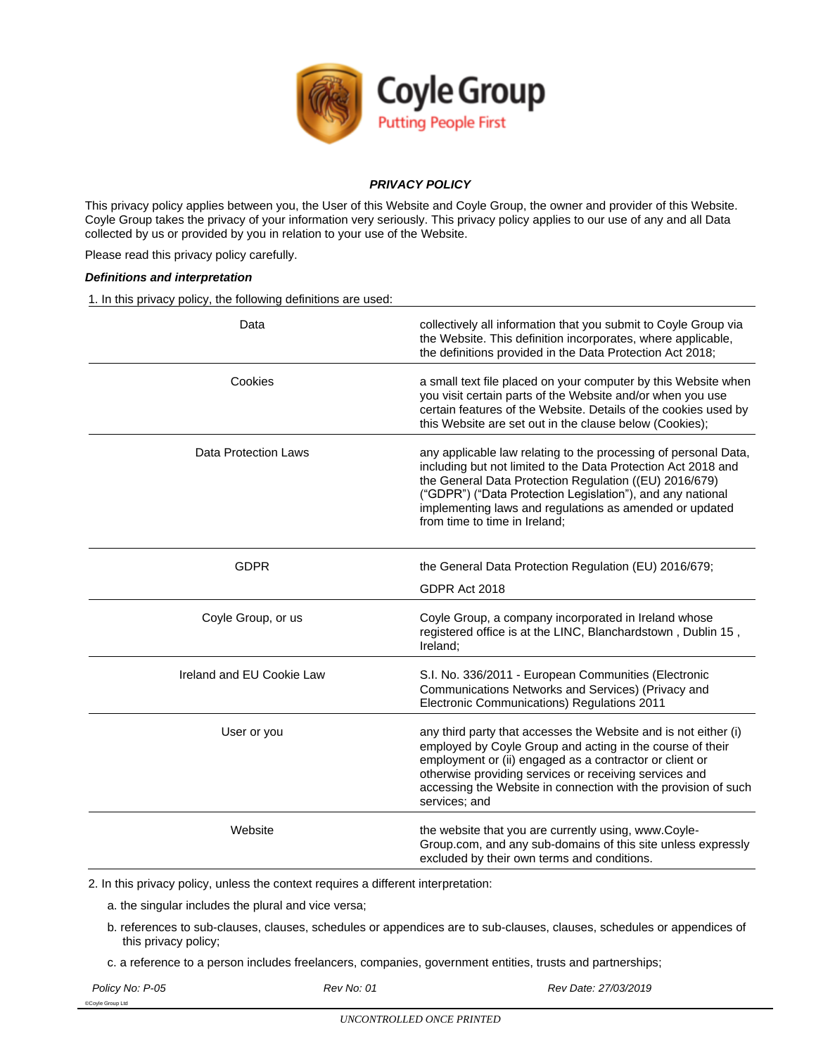Coyle Group
Putting People First

## *PRIVACY POLICY*

This privacy policy applies between you, the User of this Website and Coyle Group, the owner and provider of this Website. Coyle Group takes the privacy of your information very seriously. This privacy policy applies to our use of any and all Data collected by us or provided by you in relation to your use of the Website.

Please read this privacy policy carefully.

### *Definitions and interpretation*

1. In this privacy policy, the following definitions are used:

| | |
|---|---|
| Data | collectively all information that you submit to Coyle Group via the Website. This definition incorporates, where applicable, the definitions provided in the Data Protection Act 2018; |
| Cookies | a small text file placed on your computer by this Website when you visit certain parts of the Website and/or when you use certain features of the Website. Details of the cookies used by this Website are set out in the clause below (Cookies); |
| Data Protection Laws | any applicable law relating to the processing of personal Data, including but not limited to the Data Protection Act 2018 and the General Data Protection Regulation ((EU) 2016/679) ("GDPR") ("Data Protection Legislation"), and any national implementing laws and regulations as amended or updated from time to time in Ireland; |
| GDPR | the General Data Protection Regulation (EU) 2016/679; GDPR Act 2018 |
| Coyle Group, or us | Coyle Group, a company incorporated in Ireland whose registered office is at the LINC, Blanchardstown , Dublin 15 , Ireland; |
| Ireland and EU Cookie Law | S.I. No. 336/2011 - European Communities (Electronic Communications Networks and Services) (Privacy and Electronic Communications) Regulations 2011 |
| User or you | any third party that accesses the Website and is not either (i) employed by Coyle Group and acting in the course of their employment or (ii) engaged as a contractor or client or otherwise providing services or receiving services and accessing the Website in connection with the provision of such services; and |
| Website | the website that you are currently using, www.Coyle-Group.com, and any sub-domains of this site unless expressly excluded by their own terms and conditions. |

2. In this privacy policy, unless the context requires a different interpretation:

   a. the singular includes the plural and vice versa;

   b. references to sub-clauses, clauses, schedules or appendices are to sub-clauses, clauses, schedules or appendices of this privacy policy;

   c. a reference to a person includes freelancers, companies, government entities, trusts and partnerships;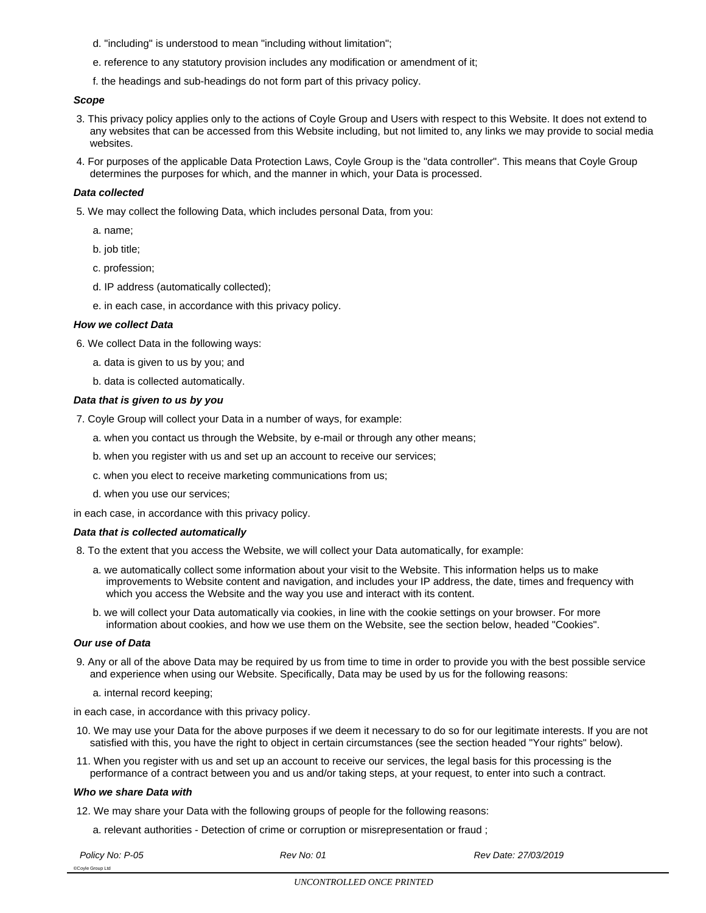d. "including" is understood to mean "including without limitation";

e. reference to any statutory provision includes any modification or amendment of it;

f. the headings and sub-headings do not form part of this privacy policy.

***Scope***

3. This privacy policy applies only to the actions of Coyle Group and Users with respect to this Website. It does not extend to any websites that can be accessed from this Website including, but not limited to, any links we may provide to social media websites.

4. For purposes of the applicable Data Protection Laws, Coyle Group is the "data controller". This means that Coyle Group determines the purposes for which, and the manner in which, your Data is processed.

***Data collected***

5. We may collect the following Data, which includes personal Data, from you:

   a. name;

   b. job title;

   c. profession;

   d. IP address (automatically collected);

   e. in each case, in accordance with this privacy policy.

***How we collect Data***

6. We collect Data in the following ways:

   a. data is given to us by you; and

   b. data is collected automatically.

***Data that is given to us by you***

7. Coyle Group will collect your Data in a number of ways, for example:

   a. when you contact us through the Website, by e-mail or through any other means;

   b. when you register with us and set up an account to receive our services;

   c. when you elect to receive marketing communications from us;

   d. when you use our services;

in each case, in accordance with this privacy policy.

***Data that is collected automatically***

8. To the extent that you access the Website, we will collect your Data automatically, for example:

   a. we automatically collect some information about your visit to the Website. This information helps us to make improvements to Website content and navigation, and includes your IP address, the date, times and frequency with which you access the Website and the way you use and interact with its content.

   b. we will collect your Data automatically via cookies, in line with the cookie settings on your browser. For more information about cookies, and how we use them on the Website, see the section below, headed "Cookies".

***Our use of Data***

9. Any or all of the above Data may be required by us from time to time in order to provide you with the best possible service and experience when using our Website. Specifically, Data may be used by us for the following reasons:

   a. internal record keeping;

in each case, in accordance with this privacy policy.

10. We may use your Data for the above purposes if we deem it necessary to do so for our legitimate interests. If you are not satisfied with this, you have the right to object in certain circumstances (see the section headed "Your rights" below).

11. When you register with us and set up an account to receive our services, the legal basis for this processing is the performance of a contract between you and us and/or taking steps, at your request, to enter into such a contract.

***Who we share Data with***

12. We may share your Data with the following groups of people for the following reasons:

   a. relevant authorities - Detection of crime or corruption or misrepresentation or fraud ;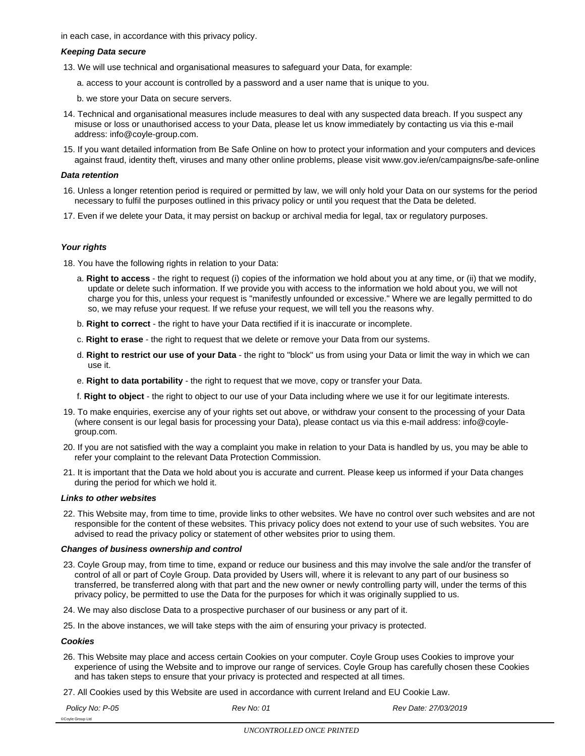in each case, in accordance with this privacy policy.

***Keeping Data secure***

13. We will use technical and organisational measures to safeguard your Data, for example:

    a. access to your account is controlled by a password and a user name that is unique to you.

    b. we store your Data on secure servers.

14. Technical and organisational measures include measures to deal with any suspected data breach. If you suspect any misuse or loss or unauthorised access to your Data, please let us know immediately by contacting us via this e-mail address: info@coyle-group.com.

15. If you want detailed information from Be Safe Online on how to protect your information and your computers and devices against fraud, identity theft, viruses and many other online problems, please visit www.gov.ie/en/campaigns/be-safe-online

***Data retention***

16. Unless a longer retention period is required or permitted by law, we will only hold your Data on our systems for the period necessary to fulfil the purposes outlined in this privacy policy or until you request that the Data be deleted.

17. Even if we delete your Data, it may persist on backup or archival media for legal, tax or regulatory purposes.

***Your rights***

18. You have the following rights in relation to your Data:

    a. **Right to access** - the right to request (i) copies of the information we hold about you at any time, or (ii) that we modify, update or delete such information. If we provide you with access to the information we hold about you, we will not charge you for this, unless your request is "manifestly unfounded or excessive." Where we are legally permitted to do so, we may refuse your request. If we refuse your request, we will tell you the reasons why.

    b. **Right to correct** - the right to have your Data rectified if it is inaccurate or incomplete.

    c. **Right to erase** - the right to request that we delete or remove your Data from our systems.

    d. **Right to restrict our use of your Data** - the right to "block" us from using your Data or limit the way in which we can use it.

    e. **Right to data portability** - the right to request that we move, copy or transfer your Data.

    f. **Right to object** - the right to object to our use of your Data including where we use it for our legitimate interests.

19. To make enquiries, exercise any of your rights set out above, or withdraw your consent to the processing of your Data (where consent is our legal basis for processing your Data), please contact us via this e-mail address: info@coyle-group.com.

20. If you are not satisfied with the way a complaint you make in relation to your Data is handled by us, you may be able to refer your complaint to the relevant Data Protection Commission.

21. It is important that the Data we hold about you is accurate and current. Please keep us informed if your Data changes during the period for which we hold it.

***Links to other websites***

22. This Website may, from time to time, provide links to other websites. We have no control over such websites and are not responsible for the content of these websites. This privacy policy does not extend to your use of such websites. You are advised to read the privacy policy or statement of other websites prior to using them.

***Changes of business ownership and control***

23. Coyle Group may, from time to time, expand or reduce our business and this may involve the sale and/or the transfer of control of all or part of Coyle Group. Data provided by Users will, where it is relevant to any part of our business so transferred, be transferred along with that part and the new owner or newly controlling party will, under the terms of this privacy policy, be permitted to use the Data for the purposes for which it was originally supplied to us.

24. We may also disclose Data to a prospective purchaser of our business or any part of it.

25. In the above instances, we will take steps with the aim of ensuring your privacy is protected.

***Cookies***

26. This Website may place and access certain Cookies on your computer. Coyle Group uses Cookies to improve your experience of using the Website and to improve our range of services. Coyle Group has carefully chosen these Cookies and has taken steps to ensure that your privacy is protected and respected at all times.

27. All Cookies used by this Website are used in accordance with current Ireland and EU Cookie Law.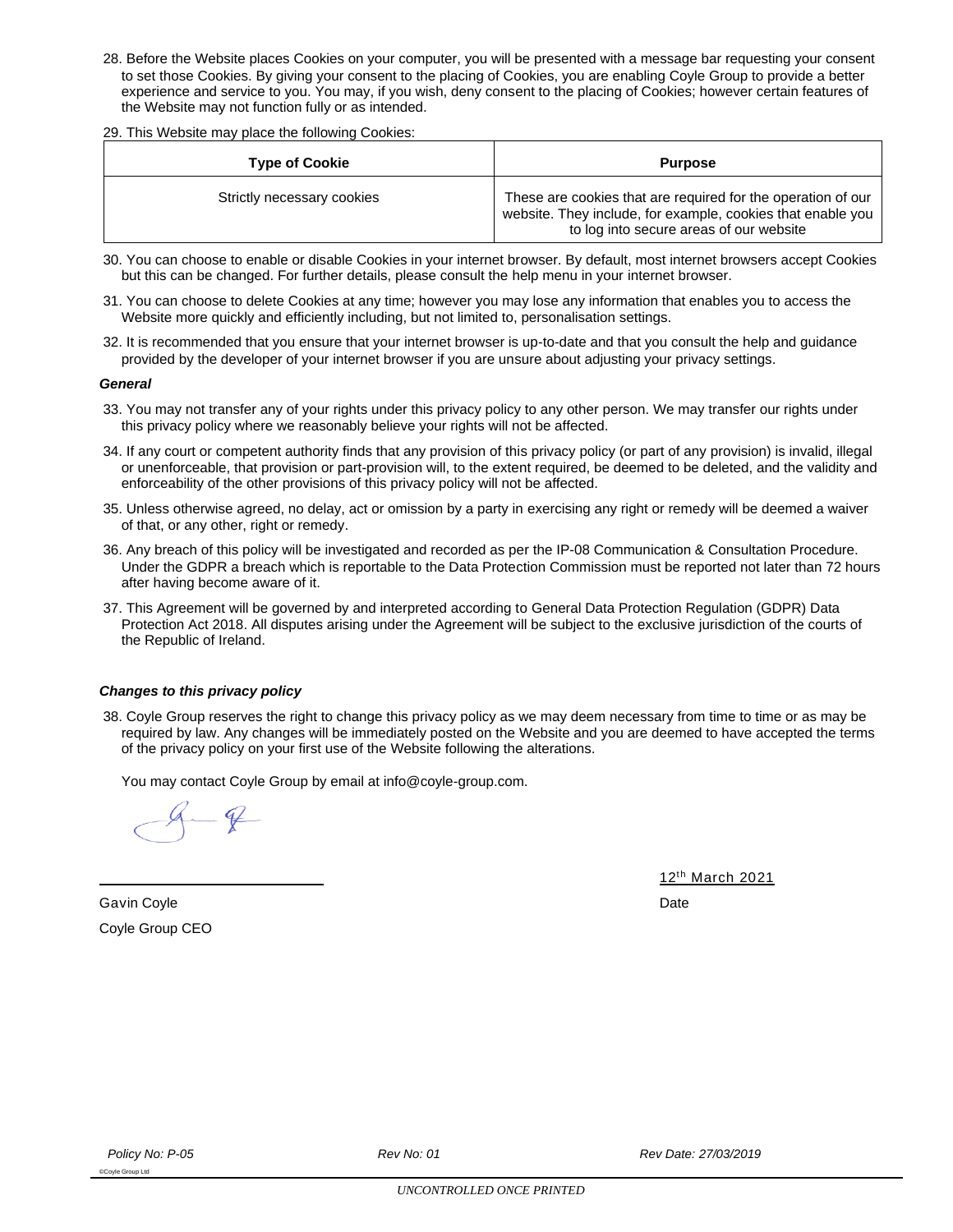28. Before the Website places Cookies on your computer, you will be presented with a message bar requesting your consent to set those Cookies. By giving your consent to the placing of Cookies, you are enabling Coyle Group to provide a better experience and service to you. You may, if you wish, deny consent to the placing of Cookies; however certain features of the Website may not function fully or as intended.

29. This Website may place the following Cookies:

| Type of Cookie | Purpose |
|---|---|
| Strictly necessary cookies | These are cookies that are required for the operation of our website. They include, for example, cookies that enable you to log into secure areas of our website |

30. You can choose to enable or disable Cookies in your internet browser. By default, most internet browsers accept Cookies but this can be changed. For further details, please consult the help menu in your internet browser.

31. You can choose to delete Cookies at any time; however you may lose any information that enables you to access the Website more quickly and efficiently including, but not limited to, personalisation settings.

32. It is recommended that you ensure that your internet browser is up-to-date and that you consult the help and guidance provided by the developer of your internet browser if you are unsure about adjusting your privacy settings.

***General***

33. You may not transfer any of your rights under this privacy policy to any other person. We may transfer our rights under this privacy policy where we reasonably believe your rights will not be affected.

34. If any court or competent authority finds that any provision of this privacy policy (or part of any provision) is invalid, illegal or unenforceable, that provision or part-provision will, to the extent required, be deemed to be deleted, and the validity and enforceability of the other provisions of this privacy policy will not be affected.

35. Unless otherwise agreed, no delay, act or omission by a party in exercising any right or remedy will be deemed a waiver of that, or any other, right or remedy.

36. Any breach of this policy will be investigated and recorded as per the IP-08 Communication & Consultation Procedure. Under the GDPR a breach which is reportable to the Data Protection Commission must be reported not later than 72 hours after having become aware of it.

37. This Agreement will be governed by and interpreted according to General Data Protection Regulation (GDPR) Data Protection Act 2018. All disputes arising under the Agreement will be subject to the exclusive jurisdiction of the courts of the Republic of Ireland.

***Changes to this privacy policy***

38. Coyle Group reserves the right to change this privacy policy as we may deem necessary from time to time or as may be required by law. Any changes will be immediately posted on the Website and you are deemed to have accepted the terms of the privacy policy on your first use of the Website following the alterations.

You may contact Coyle Group by email at info@coyle-group.com.

Gavin Coyle
Coyle Group CEO

12th March 2021
Date

Policy No: P-05 | Rev No: 01 | Rev Date: 27/03/2019

UNCONTROLLED ONCE PRINTED